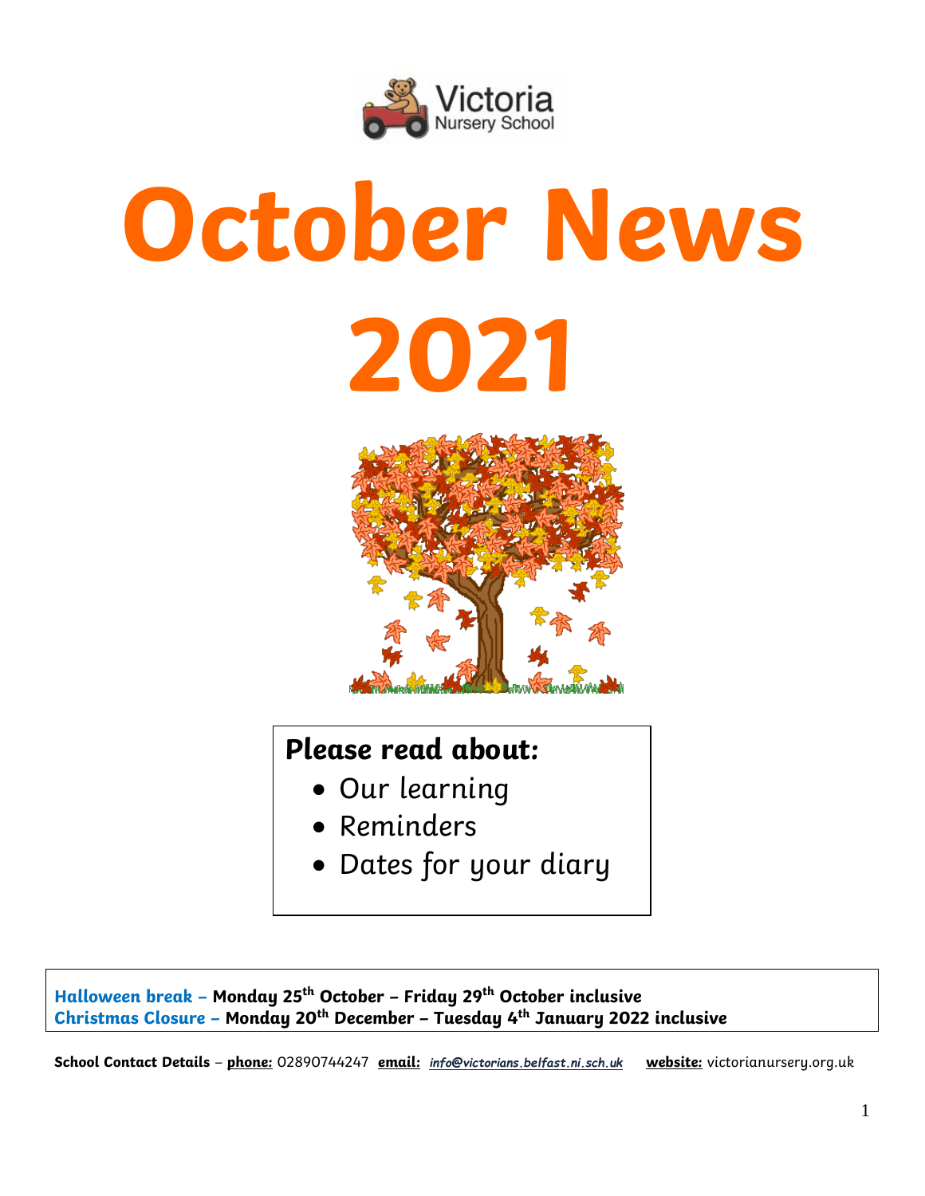Victoria Nursery School

# October News 2021

**Please read about:**

- Our learning
- Reminders
- Dates for your diary

**Halloween break – Monday 25th October – Friday 29th October inclusive**
**Christmas Closure – Monday 20th December – Tuesday 4th January 2022 inclusive**

**School Contact Details** – **phone:** 02890744247 **email:** *info@victorians.belfast.ni.sch.uk* **website:** victorianursery.org.uk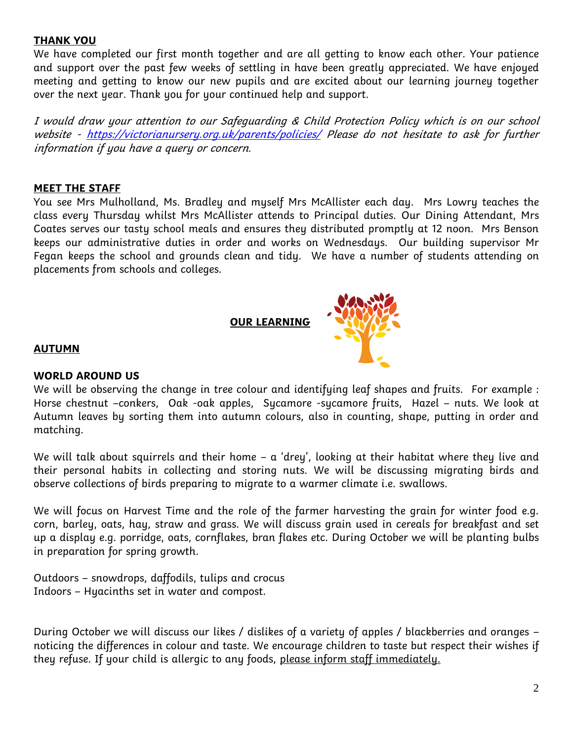## THANK YOU

We have completed our first month together and are all getting to know each other. Your patience and support over the past few weeks of settling in have been greatly appreciated. We have enjoyed meeting and getting to know our new pupils and are excited about our learning journey together over the next year. Thank you for your continued help and support.

*I would draw your attention to our Safeguarding & Child Protection Policy which is on our school website - [https://victorianursery.org.uk/parents/policies/](https://victorianursery.org.uk/parents/policies/) Please do not hesitate to ask for further information if you have a query or concern.*

## MEET THE STAFF

You see Mrs Mulholland, Ms. Bradley and myself Mrs McAllister each day. Mrs Lowry teaches the class every Thursday whilst Mrs McAllister attends to Principal duties. Our Dining Attendant, Mrs Coates serves our tasty school meals and ensures they distributed promptly at 12 noon. Mrs Benson keeps our administrative duties in order and works on Wednesdays. Our building supervisor Mr Fegan keeps the school and grounds clean and tidy. We have a number of students attending on placements from schools and colleges.

## OUR LEARNING

## AUTUMN

### WORLD AROUND US

We will be observing the change in tree colour and identifying leaf shapes and fruits. For example : Horse chestnut –conkers, Oak -oak apples, Sycamore -sycamore fruits, Hazel – nuts. We look at Autumn leaves by sorting them into autumn colours, also in counting, shape, putting in order and matching.

We will talk about squirrels and their home – a 'drey', looking at their habitat where they live and their personal habits in collecting and storing nuts. We will be discussing migrating birds and observe collections of birds preparing to migrate to a warmer climate i.e. swallows.

We will focus on Harvest Time and the role of the farmer harvesting the grain for winter food e.g. corn, barley, oats, hay, straw and grass. We will discuss grain used in cereals for breakfast and set up a display e.g. porridge, oats, cornflakes, bran flakes etc. During October we will be planting bulbs in preparation for spring growth.

Outdoors – snowdrops, daffodils, tulips and crocus
Indoors – Hyacinths set in water and compost.

During October we will discuss our likes / dislikes of a variety of apples / blackberries and oranges – noticing the differences in colour and taste. We encourage children to taste but respect their wishes if they refuse. If your child is allergic to any foods, <u>please inform staff immediately.</u>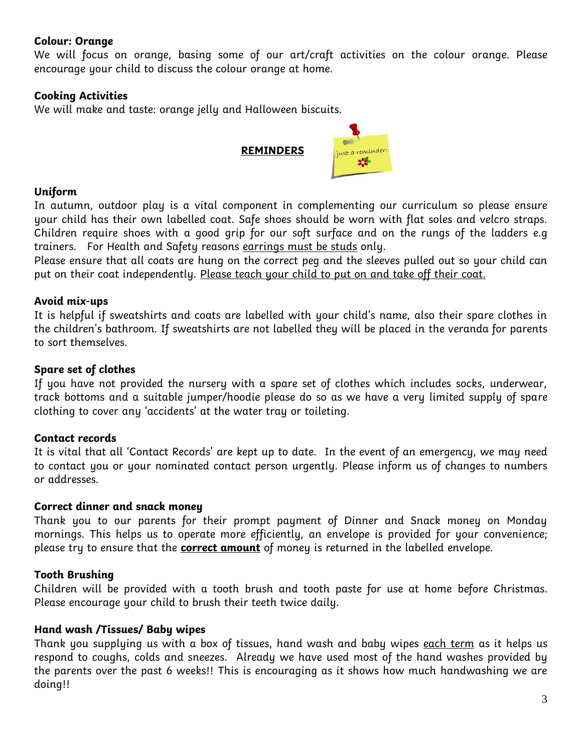**Colour: Orange**

We will focus on orange, basing some of our art/craft activities on the colour orange. Please encourage your child to discuss the colour orange at home.

**Cooking Activities**

We will make and taste: orange jelly and Halloween biscuits.

**REMINDERS**

**Uniform**

In autumn, outdoor play is a vital component in complementing our curriculum so please ensure your child has their own labelled coat. Safe shoes should be worn with flat soles and velcro straps. Children require shoes with a good grip for our soft surface and on the rungs of the ladders e.g trainers. For Health and Safety reasons earrings must be studs only.

Please ensure that all coats are hung on the correct peg and the sleeves pulled out so your child can put on their coat independently. Please teach your child to put on and take off their coat.

**Avoid mix-ups**

It is helpful if sweatshirts and coats are labelled with your child's name, also their spare clothes in the children's bathroom. If sweatshirts are not labelled they will be placed in the veranda for parents to sort themselves.

**Spare set of clothes**

If you have not provided the nursery with a spare set of clothes which includes socks, underwear, track bottoms and a suitable jumper/hoodie please do so as we have a very limited supply of spare clothing to cover any 'accidents' at the water tray or toileting.

**Contact records**

It is vital that all 'Contact Records' are kept up to date. In the event of an emergency, we may need to contact you or your nominated contact person urgently. Please inform us of changes to numbers or addresses.

**Correct dinner and snack money**

Thank you to our parents for their prompt payment of Dinner and Snack money on Monday mornings. This helps us to operate more efficiently, an envelope is provided for your convenience; please try to ensure that the **correct amount** of money is returned in the labelled envelope.

**Tooth Brushing**

Children will be provided with a tooth brush and tooth paste for use at home before Christmas. Please encourage your child to brush their teeth twice daily.

**Hand wash /Tissues/ Baby wipes**

Thank you supplying us with a box of tissues, hand wash and baby wipes each term as it helps us respond to coughs, colds and sneezes. Already we have used most of the hand washes provided by the parents over the past 6 weeks!! This is encouraging as it shows how much handwashing we are doing!!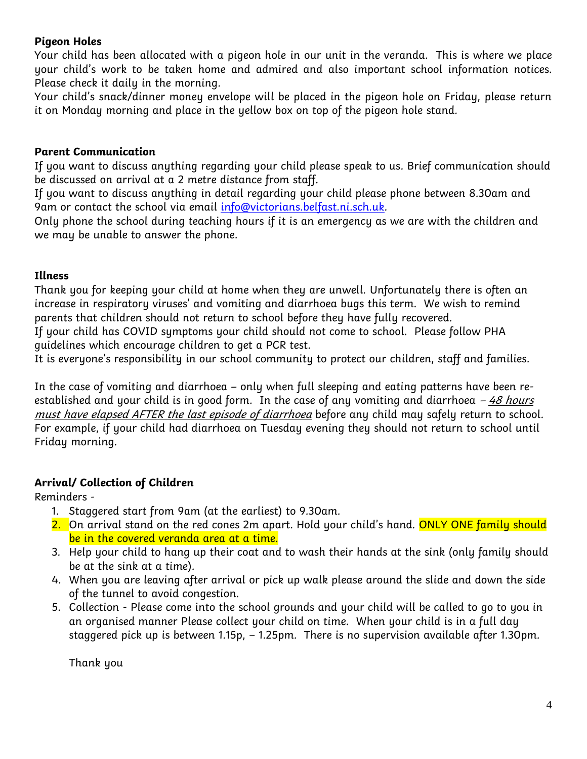**Pigeon Holes**

Your child has been allocated with a pigeon hole in our unit in the veranda. This is where we place your child's work to be taken home and admired and also important school information notices. Please check it daily in the morning.

Your child's snack/dinner money envelope will be placed in the pigeon hole on Friday, please return it on Monday morning and place in the yellow box on top of the pigeon hole stand.

**Parent Communication**

If you want to discuss anything regarding your child please speak to us. Brief communication should be discussed on arrival at a 2 metre distance from staff.

If you want to discuss anything in detail regarding your child please phone between 8.30am and 9am or contact the school via email info@victorians.belfast.ni.sch.uk.

Only phone the school during teaching hours if it is an emergency as we are with the children and we may be unable to answer the phone.

**Illness**

Thank you for keeping your child at home when they are unwell. Unfortunately there is often an increase in respiratory viruses' and vomiting and diarrhoea bugs this term. We wish to remind parents that children should not return to school before they have fully recovered.

If your child has COVID symptoms your child should not come to school. Please follow PHA guidelines which encourage children to get a PCR test.

It is everyone's responsibility in our school community to protect our children, staff and families.

In the case of vomiting and diarrhoea – only when full sleeping and eating patterns have been re-established and your child is in good form. In the case of any vomiting and diarrhoea – *48 hours must have elapsed AFTER the last episode of diarrhoea* before any child may safely return to school. For example, if your child had diarrhoea on Tuesday evening they should not return to school until Friday morning.

**Arrival/ Collection of Children**

Reminders -

1. Staggered start from 9am (at the earliest) to 9.30am.
2. On arrival stand on the red cones 2m apart. Hold your child's hand. ONLY ONE family should be in the covered veranda area at a time.
3. Help your child to hang up their coat and to wash their hands at the sink (only family should be at the sink at a time).
4. When you are leaving after arrival or pick up walk please around the slide and down the side of the tunnel to avoid congestion.
5. Collection - Please come into the school grounds and your child will be called to go to you in an organised manner Please collect your child on time. When your child is in a full day staggered pick up is between 1.15p, – 1.25pm. There is no supervision available after 1.30pm.

Thank you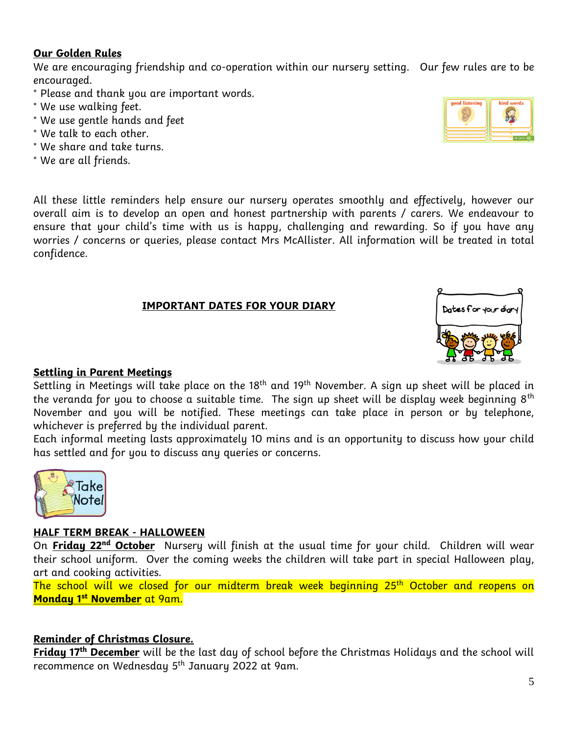**Our Golden Rules**

We are encouraging friendship and co-operation within our nursery setting. Our few rules are to be encouraged.

* Please and thank you are important words.
* We use walking feet.
* We use gentle hands and feet
* We talk to each other.
* We share and take turns.
* We are all friends.

All these little reminders help ensure our nursery operates smoothly and effectively, however our overall aim is to develop an open and honest partnership with parents / carers. We endeavour to ensure that your child's time with us is happy, challenging and rewarding. So if you have any worries / concerns or queries, please contact Mrs McAllister. All information will be treated in total confidence.

**IMPORTANT DATES FOR YOUR DIARY**

**Settling in Parent Meetings**

Settling in Meetings will take place on the 18th and 19th November. A sign up sheet will be placed in the veranda for you to choose a suitable time. The sign up sheet will be display week beginning 8th November and you will be notified. These meetings can take place in person or by telephone, whichever is preferred by the individual parent.

Each informal meeting lasts approximately 10 mins and is an opportunity to discuss how your child has settled and for you to discuss any queries or concerns.

**HALF TERM BREAK - HALLOWEEN**

On **Friday 22nd October** Nursery will finish at the usual time for your child. Children will wear their school uniform. Over the coming weeks the children will take part in special Halloween play, art and cooking activities.

The school will we closed for our midterm break week beginning 25th October and reopens on **Monday 1st November** at 9am.

**Reminder of Christmas Closure.**

**Friday 17th December** will be the last day of school before the Christmas Holidays and the school will recommence on Wednesday 5th January 2022 at 9am.